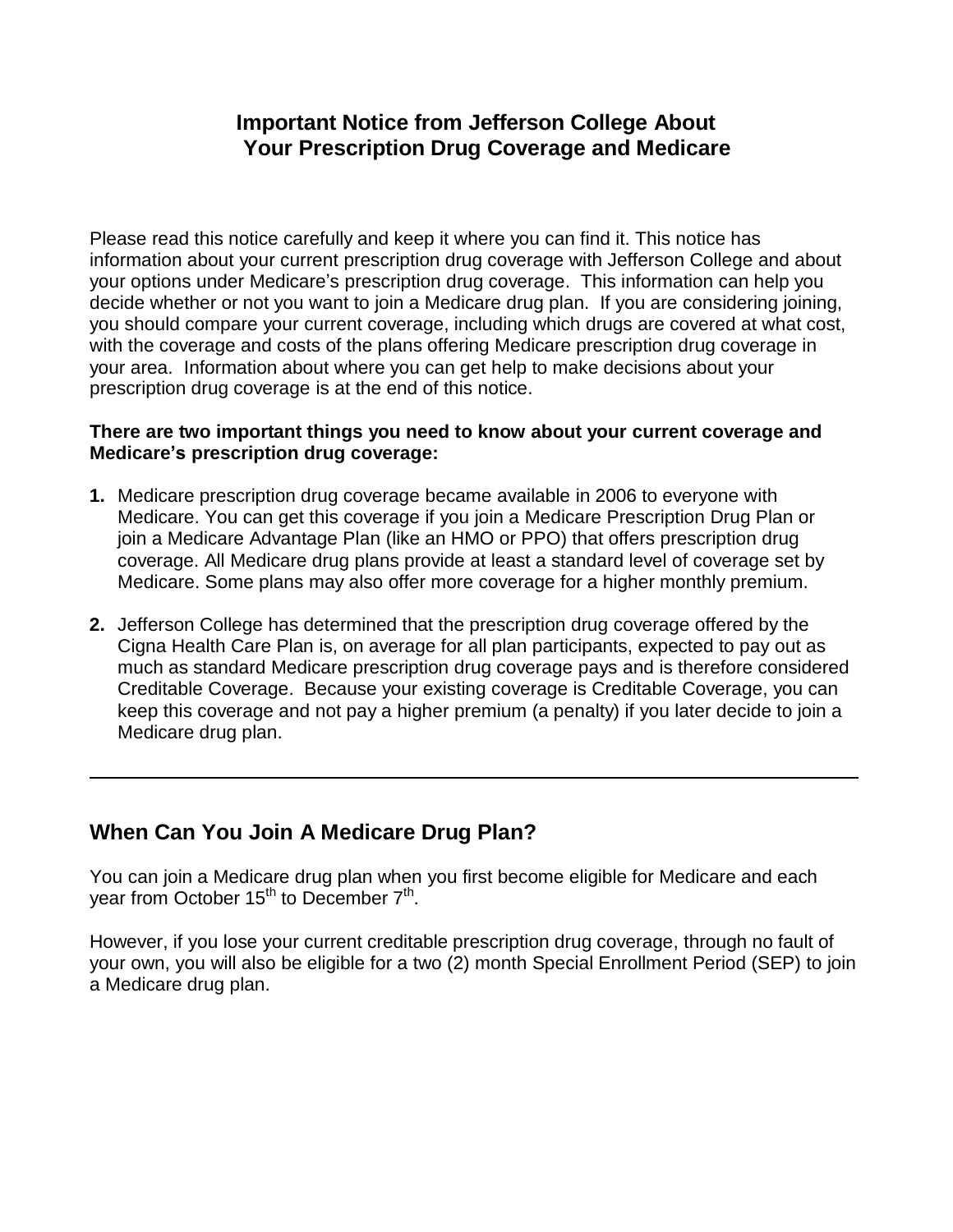# Important Notice from Jefferson College About Your Prescription Drug Coverage and Medicare

Please read this notice carefully and keep it where you can find it. This notice has information about your current prescription drug coverage with Jefferson College and about your options under Medicare's prescription drug coverage. This information can help you decide whether or not you want to join a Medicare drug plan. If you are considering joining, you should compare your current coverage, including which drugs are covered at what cost, with the coverage and costs of the plans offering Medicare prescription drug coverage in your area. Information about where you can get help to make decisions about your prescription drug coverage is at the end of this notice.

**There are two important things you need to know about your current coverage and Medicare's prescription drug coverage:**

1. Medicare prescription drug coverage became available in 2006 to everyone with Medicare. You can get this coverage if you join a Medicare Prescription Drug Plan or join a Medicare Advantage Plan (like an HMO or PPO) that offers prescription drug coverage. All Medicare drug plans provide at least a standard level of coverage set by Medicare. Some plans may also offer more coverage for a higher monthly premium.
2. Jefferson College has determined that the prescription drug coverage offered by the Cigna Health Care Plan is, on average for all plan participants, expected to pay out as much as standard Medicare prescription drug coverage pays and is therefore considered Creditable Coverage. Because your existing coverage is Creditable Coverage, you can keep this coverage and not pay a higher premium (a penalty) if you later decide to join a Medicare drug plan.

---

## When Can You Join A Medicare Drug Plan?

You can join a Medicare drug plan when you first become eligible for Medicare and each year from October 15th to December 7th.

However, if you lose your current creditable prescription drug coverage, through no fault of your own, you will also be eligible for a two (2) month Special Enrollment Period (SEP) to join a Medicare drug plan.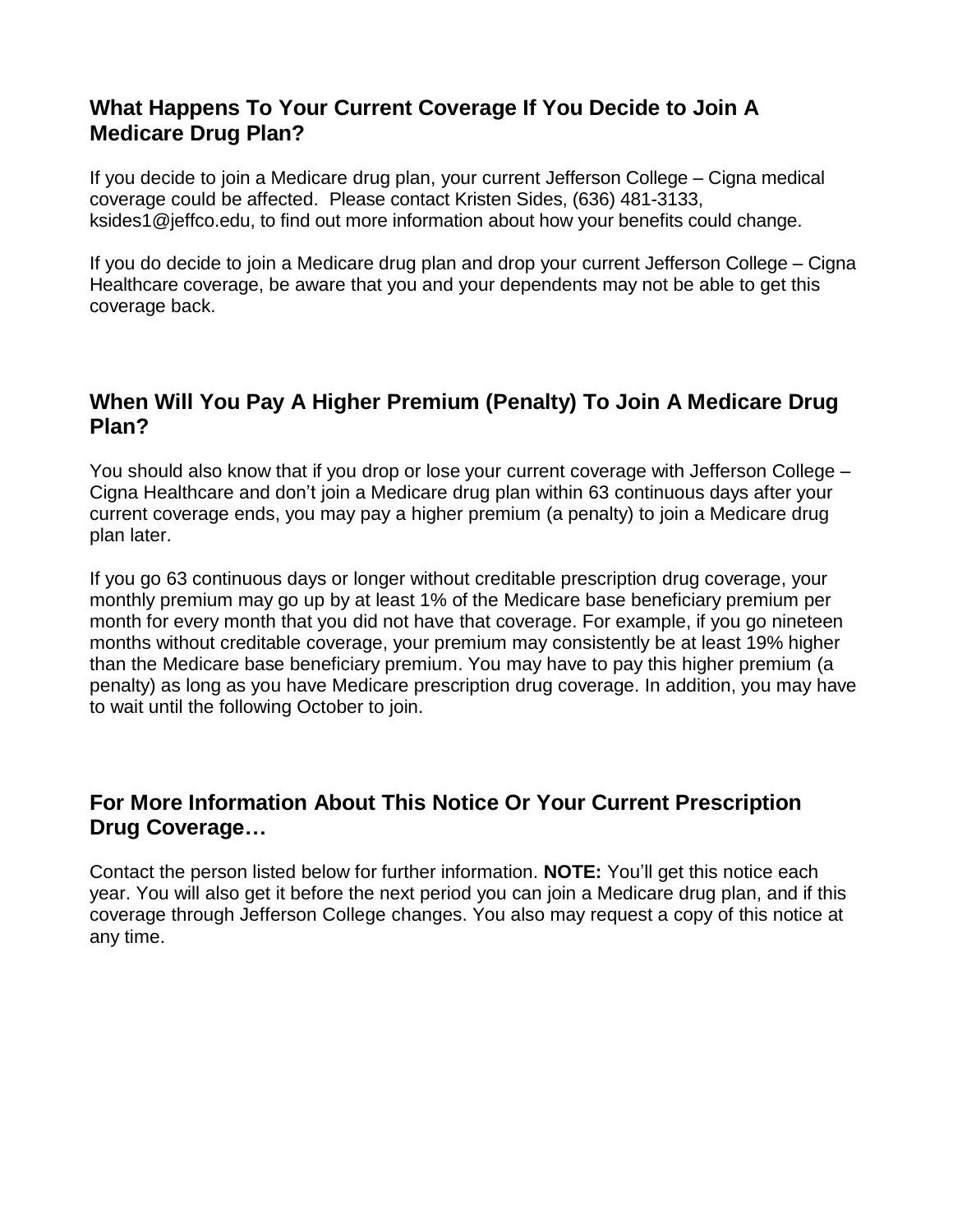## What Happens To Your Current Coverage If You Decide to Join A Medicare Drug Plan?

If you decide to join a Medicare drug plan, your current Jefferson College – Cigna medical coverage could be affected. Please contact Kristen Sides, (636) 481-3133, ksides1@jeffco.edu, to find out more information about how your benefits could change.

If you do decide to join a Medicare drug plan and drop your current Jefferson College – Cigna Healthcare coverage, be aware that you and your dependents may not be able to get this coverage back.

## When Will You Pay A Higher Premium (Penalty) To Join A Medicare Drug Plan?

You should also know that if you drop or lose your current coverage with Jefferson College – Cigna Healthcare and don't join a Medicare drug plan within 63 continuous days after your current coverage ends, you may pay a higher premium (a penalty) to join a Medicare drug plan later.

If you go 63 continuous days or longer without creditable prescription drug coverage, your monthly premium may go up by at least 1% of the Medicare base beneficiary premium per month for every month that you did not have that coverage. For example, if you go nineteen months without creditable coverage, your premium may consistently be at least 19% higher than the Medicare base beneficiary premium. You may have to pay this higher premium (a penalty) as long as you have Medicare prescription drug coverage. In addition, you may have to wait until the following October to join.

## For More Information About This Notice Or Your Current Prescription Drug Coverage…

Contact the person listed below for further information. **NOTE:** You'll get this notice each year. You will also get it before the next period you can join a Medicare drug plan, and if this coverage through Jefferson College changes. You also may request a copy of this notice at any time.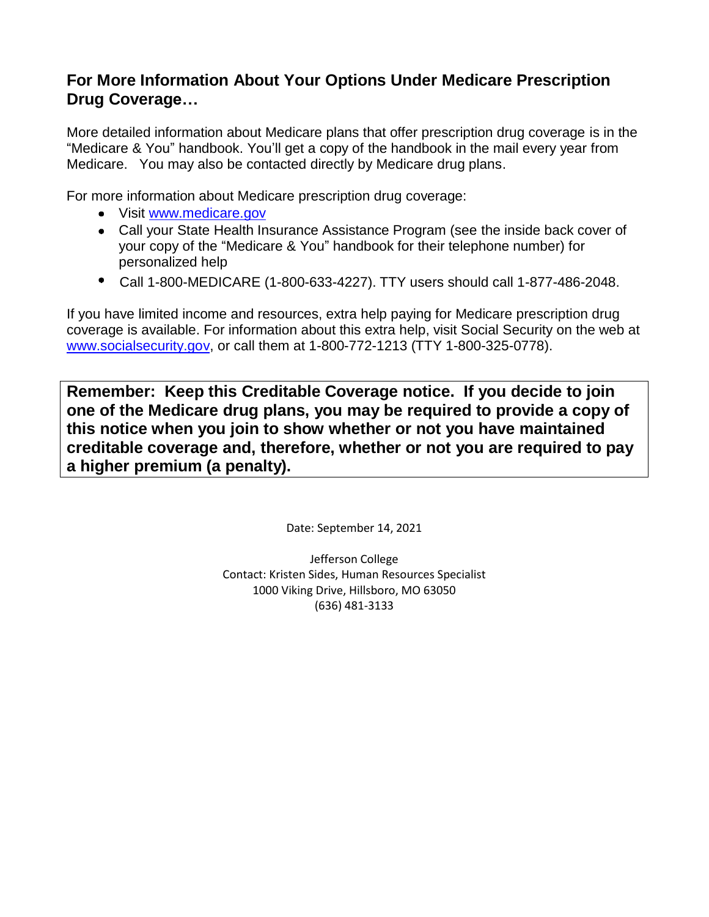## For More Information About Your Options Under Medicare Prescription Drug Coverage…

More detailed information about Medicare plans that offer prescription drug coverage is in the "Medicare & You" handbook. You'll get a copy of the handbook in the mail every year from Medicare. You may also be contacted directly by Medicare drug plans.

For more information about Medicare prescription drug coverage:

- Visit www.medicare.gov
- Call your State Health Insurance Assistance Program (see the inside back cover of your copy of the "Medicare & You" handbook for their telephone number) for personalized help
- Call 1-800-MEDICARE (1-800-633-4227). TTY users should call 1-877-486-2048.

If you have limited income and resources, extra help paying for Medicare prescription drug coverage is available. For information about this extra help, visit Social Security on the web at www.socialsecurity.gov, or call them at 1-800-772-1213 (TTY 1-800-325-0778).

**Remember: Keep this Creditable Coverage notice. If you decide to join one of the Medicare drug plans, you may be required to provide a copy of this notice when you join to show whether or not you have maintained creditable coverage and, therefore, whether or not you are required to pay a higher premium (a penalty).**

Date: September 14, 2021

Jefferson College
Contact: Kristen Sides, Human Resources Specialist
1000 Viking Drive, Hillsboro, MO 63050
(636) 481-3133